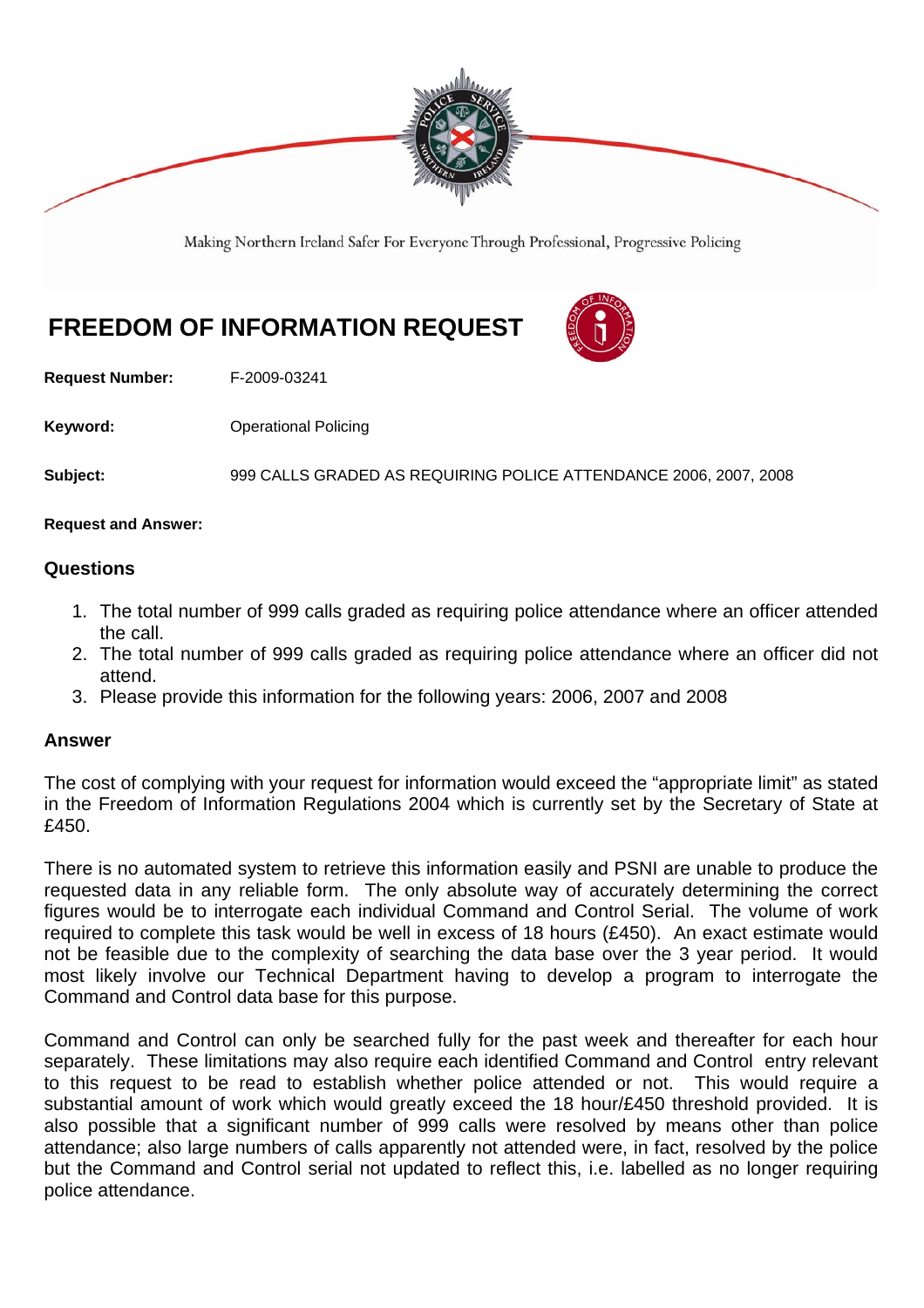Making Northern Ireland Safer For Everyone Through Professional, Progressive Policing

# FREEDOM OF INFORMATION REQUEST

**Request Number:** F-2009-03241

**Keyword:** Operational Policing

**Subject:** 999 CALLS GRADED AS REQUIRING POLICE ATTENDANCE 2006, 2007, 2008

**Request and Answer:**

## Questions

1. The total number of 999 calls graded as requiring police attendance where an officer attended the call.
2. The total number of 999 calls graded as requiring police attendance where an officer did not attend.
3. Please provide this information for the following years: 2006, 2007 and 2008

## Answer

The cost of complying with your request for information would exceed the "appropriate limit" as stated in the Freedom of Information Regulations 2004 which is currently set by the Secretary of State at £450.

There is no automated system to retrieve this information easily and PSNI are unable to produce the requested data in any reliable form. The only absolute way of accurately determining the correct figures would be to interrogate each individual Command and Control Serial. The volume of work required to complete this task would be well in excess of 18 hours (£450). An exact estimate would not be feasible due to the complexity of searching the data base over the 3 year period. It would most likely involve our Technical Department having to develop a program to interrogate the Command and Control data base for this purpose.

Command and Control can only be searched fully for the past week and thereafter for each hour separately. These limitations may also require each identified Command and Control entry relevant to this request to be read to establish whether police attended or not. This would require a substantial amount of work which would greatly exceed the 18 hour/£450 threshold provided. It is also possible that a significant number of 999 calls were resolved by means other than police attendance; also large numbers of calls apparently not attended were, in fact, resolved by the police but the Command and Control serial not updated to reflect this, i.e. labelled as no longer requiring police attendance.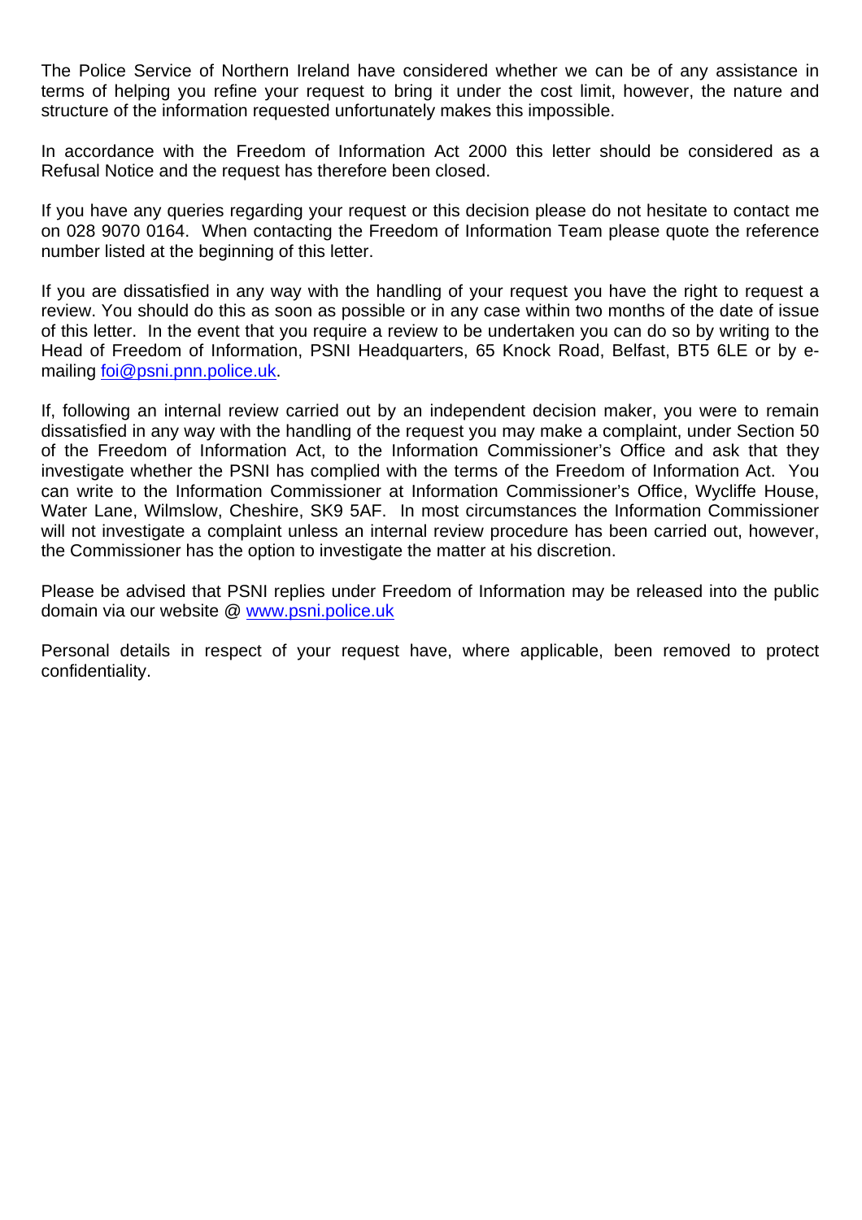The Police Service of Northern Ireland have considered whether we can be of any assistance in terms of helping you refine your request to bring it under the cost limit, however, the nature and structure of the information requested unfortunately makes this impossible.

In accordance with the Freedom of Information Act 2000 this letter should be considered as a Refusal Notice and the request has therefore been closed.

If you have any queries regarding your request or this decision please do not hesitate to contact me on 028 9070 0164. When contacting the Freedom of Information Team please quote the reference number listed at the beginning of this letter.

If you are dissatisfied in any way with the handling of your request you have the right to request a review. You should do this as soon as possible or in any case within two months of the date of issue of this letter. In the event that you require a review to be undertaken you can do so by writing to the Head of Freedom of Information, PSNI Headquarters, 65 Knock Road, Belfast, BT5 6LE or by e-mailing foi@psni.pnn.police.uk.

If, following an internal review carried out by an independent decision maker, you were to remain dissatisfied in any way with the handling of the request you may make a complaint, under Section 50 of the Freedom of Information Act, to the Information Commissioner's Office and ask that they investigate whether the PSNI has complied with the terms of the Freedom of Information Act. You can write to the Information Commissioner at Information Commissioner's Office, Wycliffe House, Water Lane, Wilmslow, Cheshire, SK9 5AF. In most circumstances the Information Commissioner will not investigate a complaint unless an internal review procedure has been carried out, however, the Commissioner has the option to investigate the matter at his discretion.

Please be advised that PSNI replies under Freedom of Information may be released into the public domain via our website @ www.psni.police.uk

Personal details in respect of your request have, where applicable, been removed to protect confidentiality.